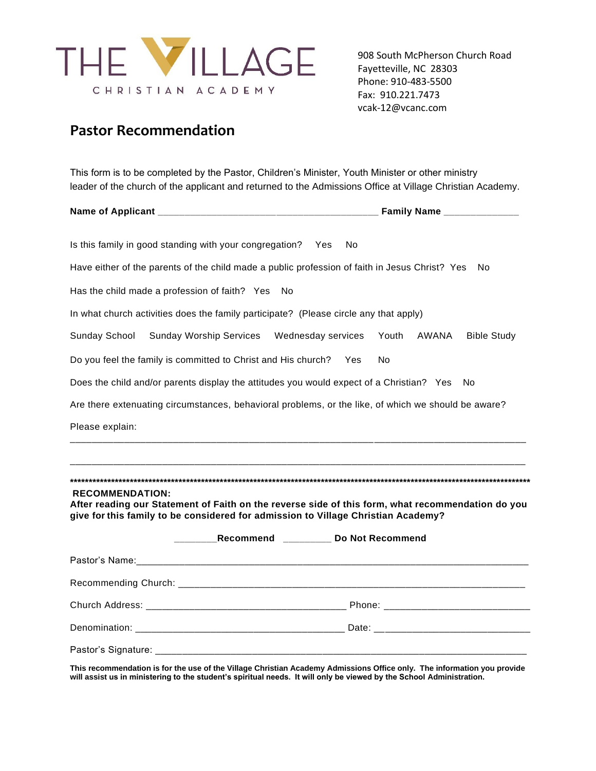# THE VILLAGE CHRISTIAN ACADEMY

908 South McPherson Church Road
Fayetteville, NC 28303
Phone: 910-483-5500
Fax: 910.221.7473
vcak-12@vcanc.com

## Pastor Recommendation

This form is to be completed by the Pastor, Children's Minister, Youth Minister or other ministry leader of the church of the applicant and returned to the Admissions Office at Village Christian Academy.

**Name of Applicant** ________________________________________ **Family Name** ______________

Is this family in good standing with your congregation? Yes No

Have either of the parents of the child made a public profession of faith in Jesus Christ? Yes No

Has the child made a profession of faith? Yes No

In what church activities does the family participate? (Please circle any that apply)

Sunday School Sunday Worship Services Wednesday services Youth AWANA Bible Study

Do you feel the family is committed to Christ and His church? Yes No

Does the child and/or parents display the attitudes you would expect of a Christian? Yes No

Are there extenuating circumstances, behavioral problems, or the like, of which we should be aware?

Please explain:

_____________________________________________________________________________________

_____________________________________________________________________________________

************************************************************************************************************************

**RECOMMENDATION:**
**After reading our Statement of Faith on the reverse side of this form, what recommendation do you give for this family to be considered for admission to Village Christian Academy?**

________**Recommend** _________ **Do Not Recommend**

Pastor's Name:_______________________________________________________________________

Recommending Church: _________________________________________________________________

Church Address: _____________________________________ Phone: ___________________________

Denomination: _______________________________________ Date: ____________________________

Pastor's Signature: _____________________________________________________________________

**This recommendation is for the use of the Village Christian Academy Admissions Office only. The information you provide will assist us in ministering to the student's spiritual needs. It will only be viewed by the School Administration.**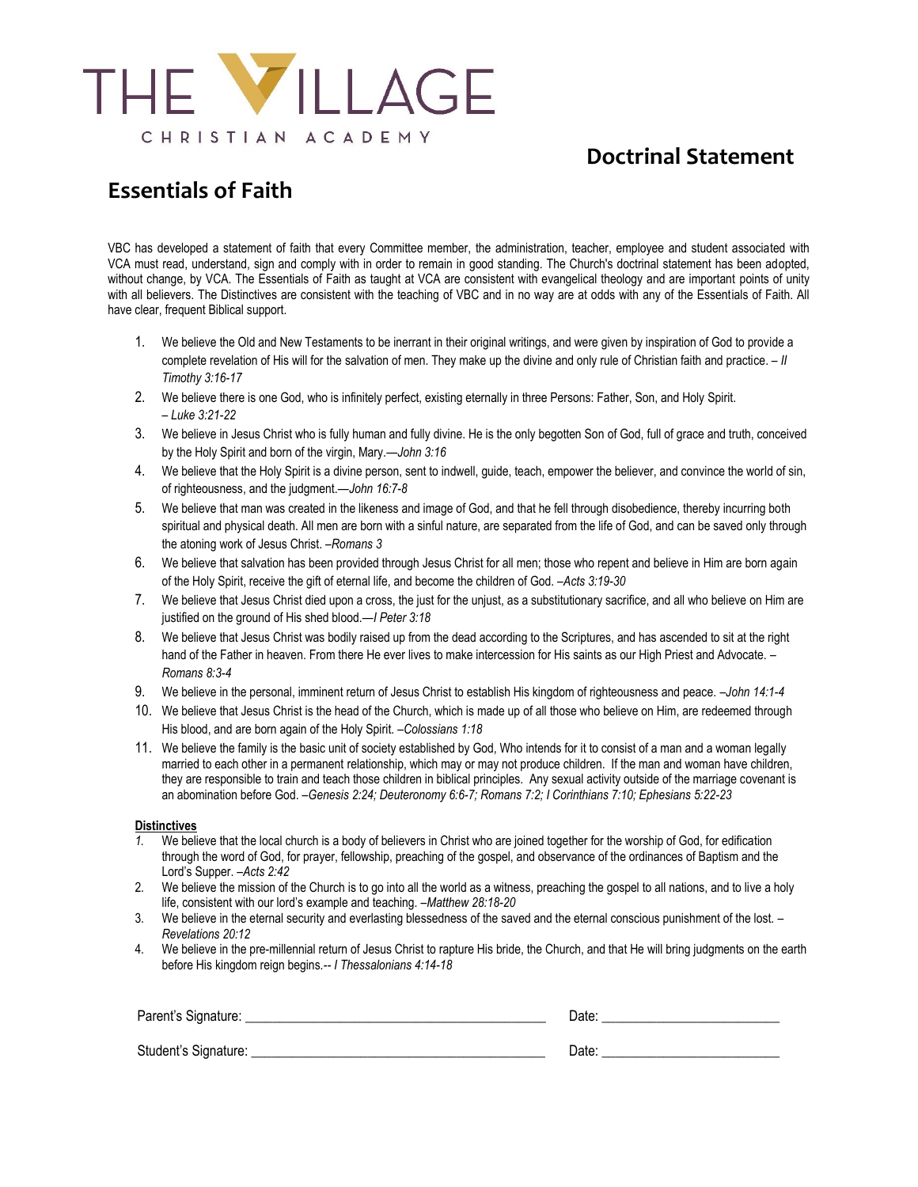# THE VILLAGE

CHRISTIAN ACADEMY

## Doctrinal Statement

## Essentials of Faith

VBC has developed a statement of faith that every Committee member, the administration, teacher, employee and student associated with VCA must read, understand, sign and comply with in order to remain in good standing. The Church's doctrinal statement has been adopted, without change, by VCA. The Essentials of Faith as taught at VCA are consistent with evangelical theology and are important points of unity with all believers. The Distinctives are consistent with the teaching of VBC and in no way are at odds with any of the Essentials of Faith. All have clear, frequent Biblical support.

1. We believe the Old and New Testaments to be inerrant in their original writings, and were given by inspiration of God to provide a complete revelation of His will for the salvation of men. They make up the divine and only rule of Christian faith and practice. *– II Timothy 3:16-17*
2. We believe there is one God, who is infinitely perfect, existing eternally in three Persons: Father, Son, and Holy Spirit. *– Luke 3:21-22*
3. We believe in Jesus Christ who is fully human and fully divine. He is the only begotten Son of God, full of grace and truth, conceived by the Holy Spirit and born of the virgin, Mary.*—John 3:16*
4. We believe that the Holy Spirit is a divine person, sent to indwell, guide, teach, empower the believer, and convince the world of sin, of righteousness, and the judgment.*—John 16:7-8*
5. We believe that man was created in the likeness and image of God, and that he fell through disobedience, thereby incurring both spiritual and physical death. All men are born with a sinful nature, are separated from the life of God, and can be saved only through the atoning work of Jesus Christ. *–Romans 3*
6. We believe that salvation has been provided through Jesus Christ for all men; those who repent and believe in Him are born again of the Holy Spirit, receive the gift of eternal life, and become the children of God. *–Acts 3:19-30*
7. We believe that Jesus Christ died upon a cross, the just for the unjust, as a substitutionary sacrifice, and all who believe on Him are justified on the ground of His shed blood.*—I Peter 3:18*
8. We believe that Jesus Christ was bodily raised up from the dead according to the Scriptures, and has ascended to sit at the right hand of the Father in heaven. From there He ever lives to make intercession for His saints as our High Priest and Advocate. *– Romans 8:3-4*
9. We believe in the personal, imminent return of Jesus Christ to establish His kingdom of righteousness and peace. *–John 14:1-4*
10. We believe that Jesus Christ is the head of the Church, which is made up of all those who believe on Him, are redeemed through His blood, and are born again of the Holy Spirit. *–Colossians 1:18*
11. We believe the family is the basic unit of society established by God, Who intends for it to consist of a man and a woman legally married to each other in a permanent relationship, which may or may not produce children. If the man and woman have children, they are responsible to train and teach those children in biblical principles. Any sexual activity outside of the marriage covenant is an abomination before God. *–Genesis 2:24; Deuteronomy 6:6-7; Romans 7:2; I Corinthians 7:10; Ephesians 5:22-23*

**Distinctives**

1. We believe that the local church is a body of believers in Christ who are joined together for the worship of God, for edification through the word of God, for prayer, fellowship, preaching of the gospel, and observance of the ordinances of Baptism and the Lord's Supper. *–Acts 2:42*
2. We believe the mission of the Church is to go into all the world as a witness, preaching the gospel to all nations, and to live a holy life, consistent with our lord's example and teaching. *–Matthew 28:18-20*
3. We believe in the eternal security and everlasting blessedness of the saved and the eternal conscious punishment of the lost. *– Revelations 20:12*
4. We believe in the pre-millennial return of Jesus Christ to rapture His bride, the Church, and that He will bring judgments on the earth before His kingdom reign begins.*-- I Thessalonians 4:14-18*

Parent's Signature: ___________________________________________ Date: _________________________

Student's Signature: __________________________________________ Date: _________________________